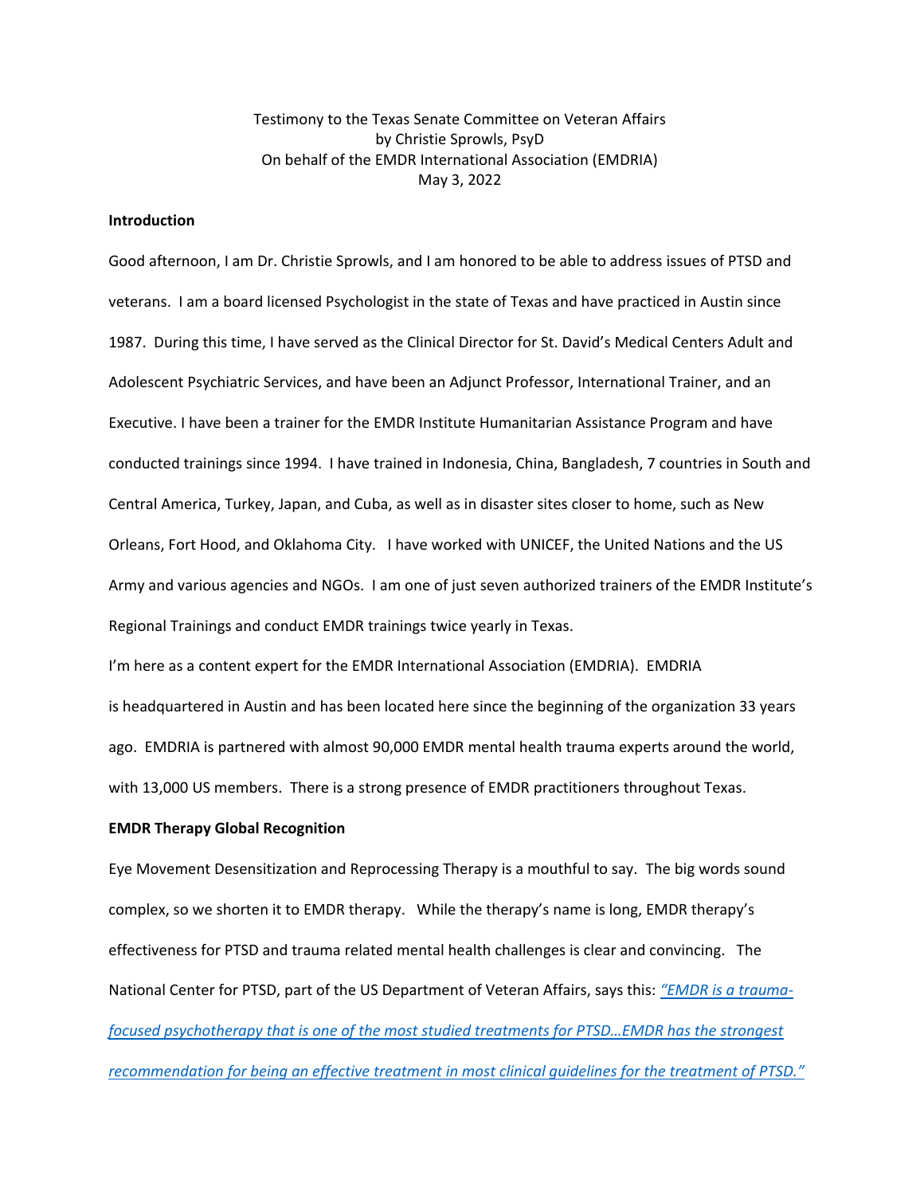Testimony to the Texas Senate Committee on Veteran Affairs
by Christie Sprowls, PsyD
On behalf of the EMDR International Association (EMDRIA)
May 3, 2022

**Introduction**

Good afternoon, I am Dr. Christie Sprowls, and I am honored to be able to address issues of PTSD and veterans. I am a board licensed Psychologist in the state of Texas and have practiced in Austin since 1987. During this time, I have served as the Clinical Director for St. David's Medical Centers Adult and Adolescent Psychiatric Services, and have been an Adjunct Professor, International Trainer, and an Executive. I have been a trainer for the EMDR Institute Humanitarian Assistance Program and have conducted trainings since 1994. I have trained in Indonesia, China, Bangladesh, 7 countries in South and Central America, Turkey, Japan, and Cuba, as well as in disaster sites closer to home, such as New Orleans, Fort Hood, and Oklahoma City. I have worked with UNICEF, the United Nations and the US Army and various agencies and NGOs. I am one of just seven authorized trainers of the EMDR Institute's Regional Trainings and conduct EMDR trainings twice yearly in Texas.

I'm here as a content expert for the EMDR International Association (EMDRIA). EMDRIA is headquartered in Austin and has been located here since the beginning of the organization 33 years ago. EMDRIA is partnered with almost 90,000 EMDR mental health trauma experts around the world, with 13,000 US members. There is a strong presence of EMDR practitioners throughout Texas.

**EMDR Therapy Global Recognition**

Eye Movement Desensitization and Reprocessing Therapy is a mouthful to say. The big words sound complex, so we shorten it to EMDR therapy. While the therapy's name is long, EMDR therapy's effectiveness for PTSD and trauma related mental health challenges is clear and convincing. The National Center for PTSD, part of the US Department of Veteran Affairs, says this: *"EMDR is a trauma-focused psychotherapy that is one of the most studied treatments for PTSD…EMDR has the strongest recommendation for being an effective treatment in most clinical guidelines for the treatment of PTSD."*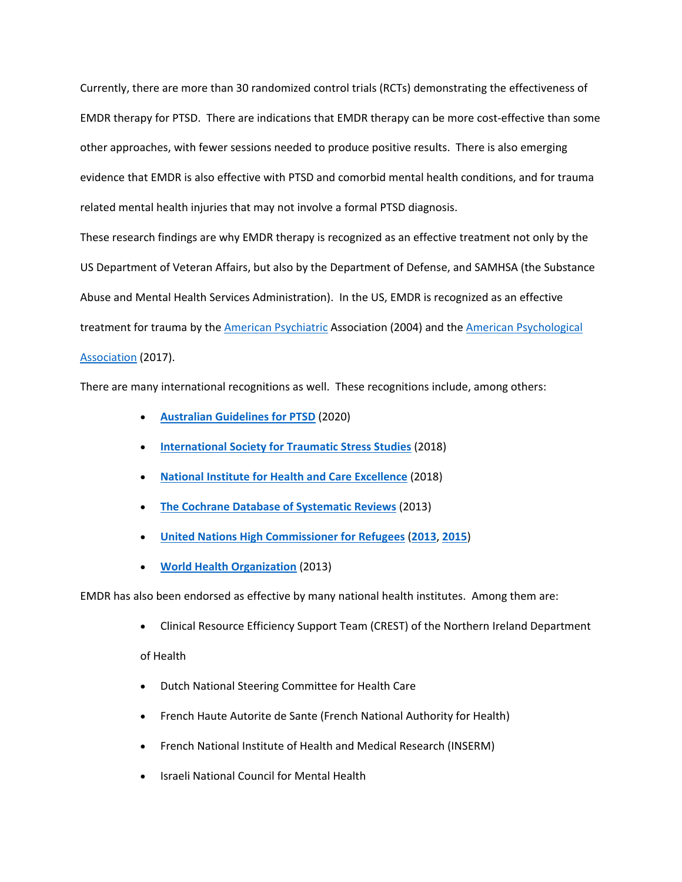Currently, there are more than 30 randomized control trials (RCTs) demonstrating the effectiveness of EMDR therapy for PTSD. There are indications that EMDR therapy can be more cost-effective than some other approaches, with fewer sessions needed to produce positive results. There is also emerging evidence that EMDR is also effective with PTSD and comorbid mental health conditions, and for trauma related mental health injuries that may not involve a formal PTSD diagnosis.

These research findings are why EMDR therapy is recognized as an effective treatment not only by the US Department of Veteran Affairs, but also by the Department of Defense, and SAMHSA (the Substance Abuse and Mental Health Services Administration). In the US, EMDR is recognized as an effective treatment for trauma by the American Psychiatric Association (2004) and the American Psychological Association (2017).

There are many international recognitions as well. These recognitions include, among others:

- **Australian Guidelines for PTSD** (2020)
- **International Society for Traumatic Stress Studies** (2018)
- **National Institute for Health and Care Excellence** (2018)
- **The Cochrane Database of Systematic Reviews** (2013)
- **United Nations High Commissioner for Refugees** (**2013**, **2015**)
- **World Health Organization** (2013)

EMDR has also been endorsed as effective by many national health institutes. Among them are:

- Clinical Resource Efficiency Support Team (CREST) of the Northern Ireland Department of Health
- Dutch National Steering Committee for Health Care
- French Haute Autorite de Sante (French National Authority for Health)
- French National Institute of Health and Medical Research (INSERM)
- Israeli National Council for Mental Health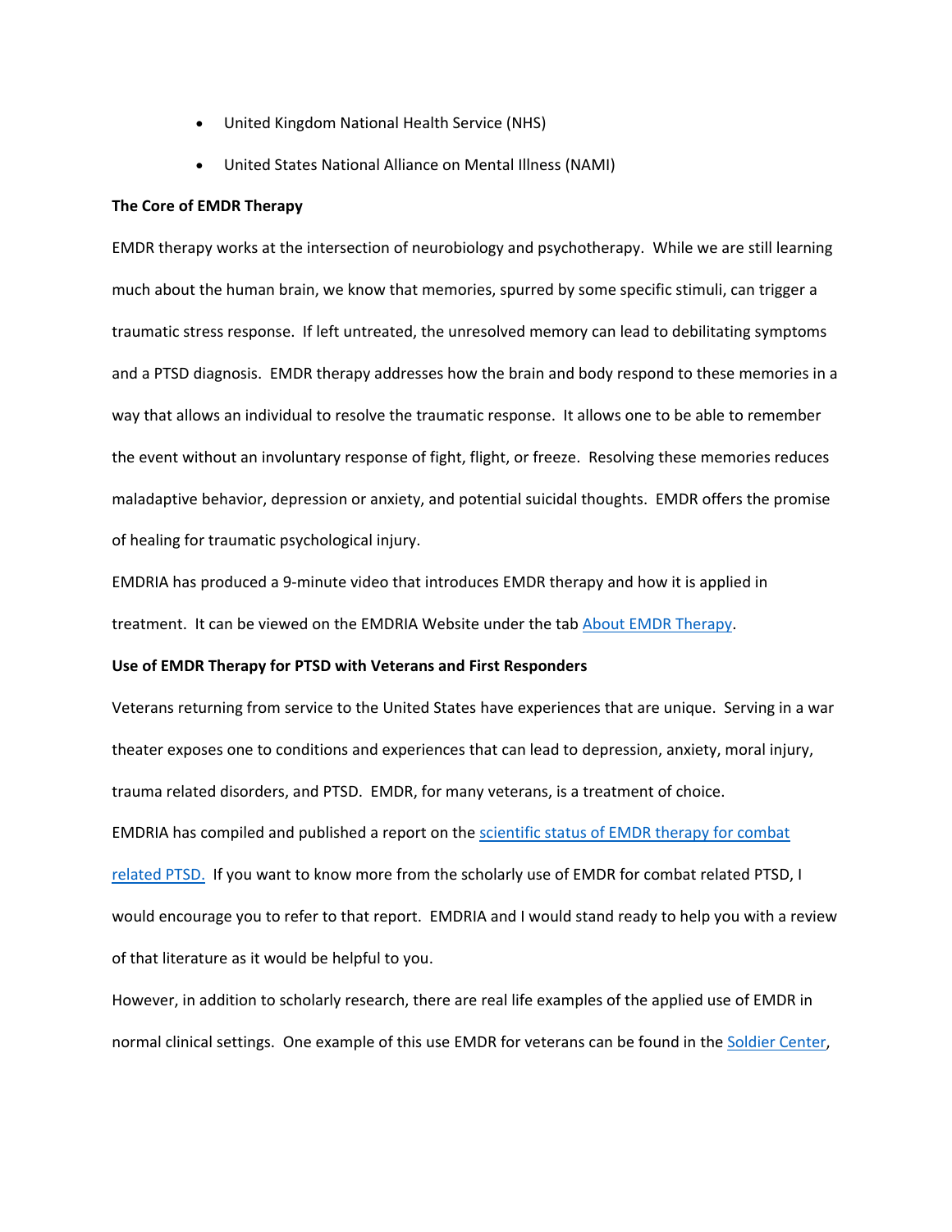- United Kingdom National Health Service (NHS)
- United States National Alliance on Mental Illness (NAMI)

**The Core of EMDR Therapy**

EMDR therapy works at the intersection of neurobiology and psychotherapy. While we are still learning much about the human brain, we know that memories, spurred by some specific stimuli, can trigger a traumatic stress response. If left untreated, the unresolved memory can lead to debilitating symptoms and a PTSD diagnosis. EMDR therapy addresses how the brain and body respond to these memories in a way that allows an individual to resolve the traumatic response. It allows one to be able to remember the event without an involuntary response of fight, flight, or freeze. Resolving these memories reduces maladaptive behavior, depression or anxiety, and potential suicidal thoughts. EMDR offers the promise of healing for traumatic psychological injury.

EMDRIA has produced a 9-minute video that introduces EMDR therapy and how it is applied in treatment. It can be viewed on the EMDRIA Website under the tab About EMDR Therapy.

**Use of EMDR Therapy for PTSD with Veterans and First Responders**

Veterans returning from service to the United States have experiences that are unique. Serving in a war theater exposes one to conditions and experiences that can lead to depression, anxiety, moral injury, trauma related disorders, and PTSD. EMDR, for many veterans, is a treatment of choice.

EMDRIA has compiled and published a report on the scientific status of EMDR therapy for combat related PTSD. If you want to know more from the scholarly use of EMDR for combat related PTSD, I would encourage you to refer to that report. EMDRIA and I would stand ready to help you with a review of that literature as it would be helpful to you.

However, in addition to scholarly research, there are real life examples of the applied use of EMDR in normal clinical settings. One example of this use EMDR for veterans can be found in the Soldier Center,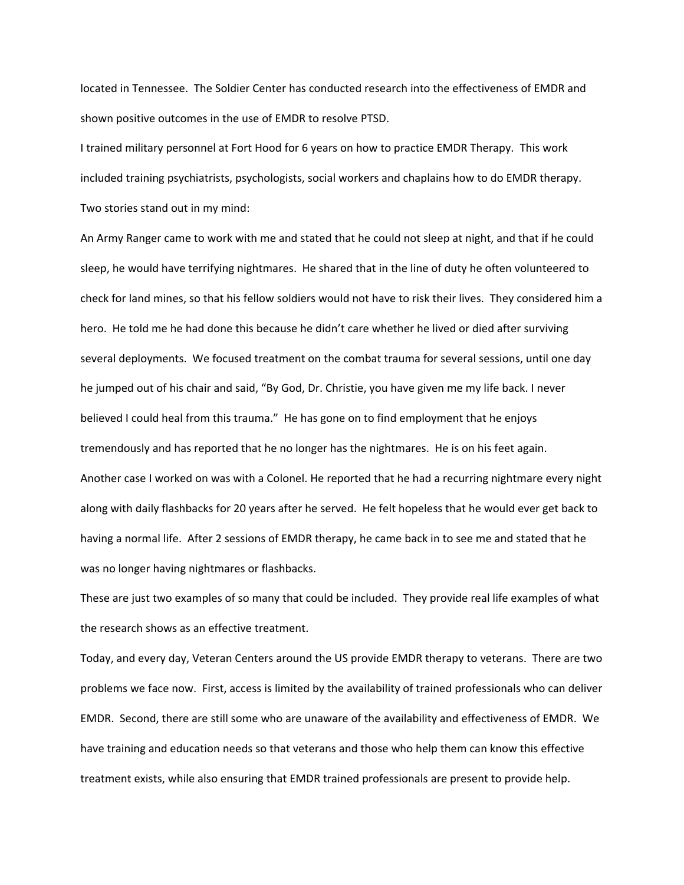located in Tennessee. The Soldier Center has conducted research into the effectiveness of EMDR and shown positive outcomes in the use of EMDR to resolve PTSD.

I trained military personnel at Fort Hood for 6 years on how to practice EMDR Therapy. This work included training psychiatrists, psychologists, social workers and chaplains how to do EMDR therapy. Two stories stand out in my mind:

An Army Ranger came to work with me and stated that he could not sleep at night, and that if he could sleep, he would have terrifying nightmares. He shared that in the line of duty he often volunteered to check for land mines, so that his fellow soldiers would not have to risk their lives. They considered him a hero. He told me he had done this because he didn't care whether he lived or died after surviving several deployments. We focused treatment on the combat trauma for several sessions, until one day he jumped out of his chair and said, "By God, Dr. Christie, you have given me my life back. I never believed I could heal from this trauma." He has gone on to find employment that he enjoys tremendously and has reported that he no longer has the nightmares. He is on his feet again.

Another case I worked on was with a Colonel. He reported that he had a recurring nightmare every night along with daily flashbacks for 20 years after he served. He felt hopeless that he would ever get back to having a normal life. After 2 sessions of EMDR therapy, he came back in to see me and stated that he was no longer having nightmares or flashbacks.

These are just two examples of so many that could be included. They provide real life examples of what the research shows as an effective treatment.

Today, and every day, Veteran Centers around the US provide EMDR therapy to veterans. There are two problems we face now. First, access is limited by the availability of trained professionals who can deliver EMDR. Second, there are still some who are unaware of the availability and effectiveness of EMDR. We have training and education needs so that veterans and those who help them can know this effective treatment exists, while also ensuring that EMDR trained professionals are present to provide help.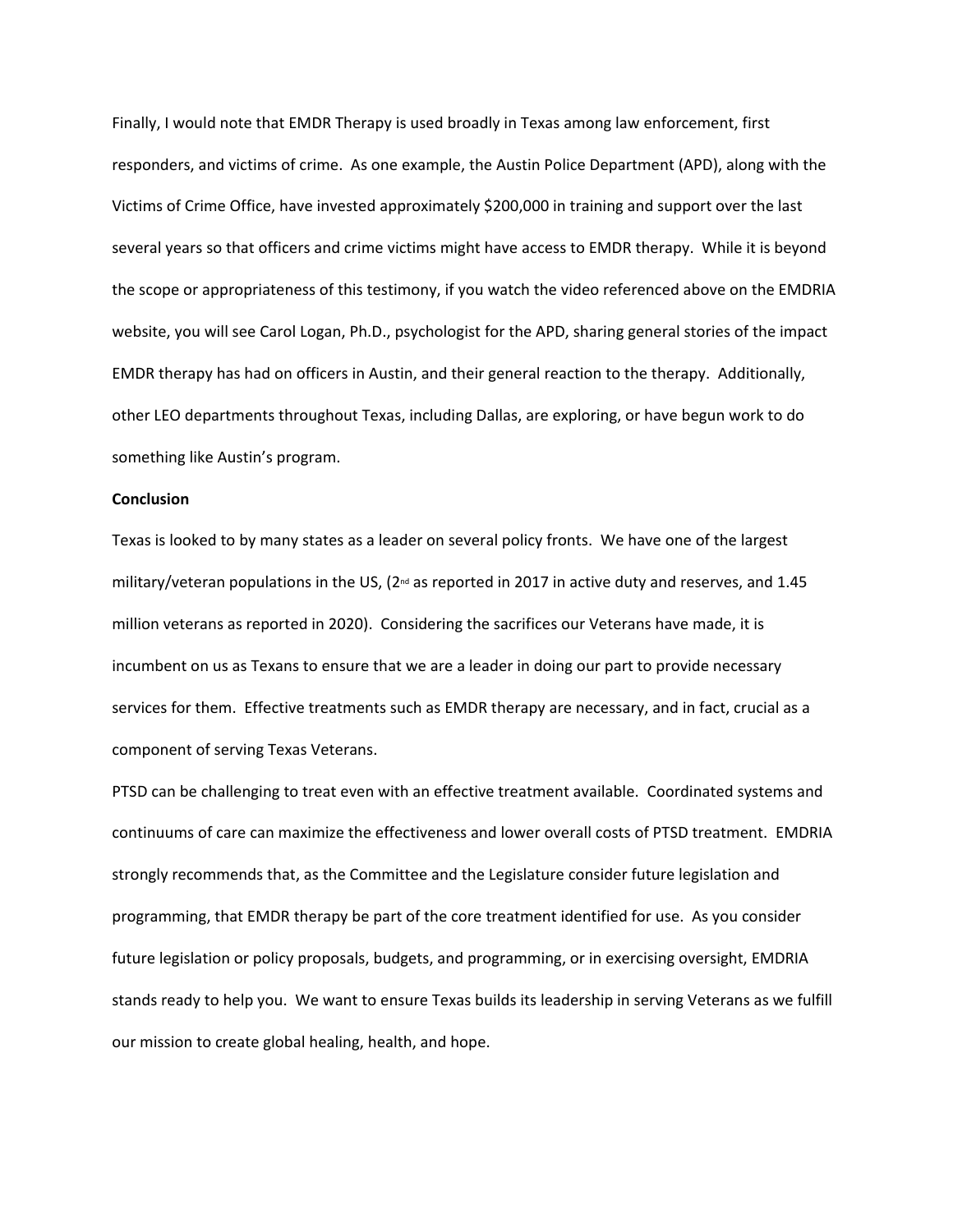Finally, I would note that EMDR Therapy is used broadly in Texas among law enforcement, first responders, and victims of crime. As one example, the Austin Police Department (APD), along with the Victims of Crime Office, have invested approximately $200,000 in training and support over the last several years so that officers and crime victims might have access to EMDR therapy. While it is beyond the scope or appropriateness of this testimony, if you watch the video referenced above on the EMDRIA website, you will see Carol Logan, Ph.D., psychologist for the APD, sharing general stories of the impact EMDR therapy has had on officers in Austin, and their general reaction to the therapy. Additionally, other LEO departments throughout Texas, including Dallas, are exploring, or have begun work to do something like Austin's program.

**Conclusion**

Texas is looked to by many states as a leader on several policy fronts. We have one of the largest military/veteran populations in the US, (2nd as reported in 2017 in active duty and reserves, and 1.45 million veterans as reported in 2020). Considering the sacrifices our Veterans have made, it is incumbent on us as Texans to ensure that we are a leader in doing our part to provide necessary services for them. Effective treatments such as EMDR therapy are necessary, and in fact, crucial as a component of serving Texas Veterans.

PTSD can be challenging to treat even with an effective treatment available. Coordinated systems and continuums of care can maximize the effectiveness and lower overall costs of PTSD treatment. EMDRIA strongly recommends that, as the Committee and the Legislature consider future legislation and programming, that EMDR therapy be part of the core treatment identified for use. As you consider future legislation or policy proposals, budgets, and programming, or in exercising oversight, EMDRIA stands ready to help you. We want to ensure Texas builds its leadership in serving Veterans as we fulfill our mission to create global healing, health, and hope.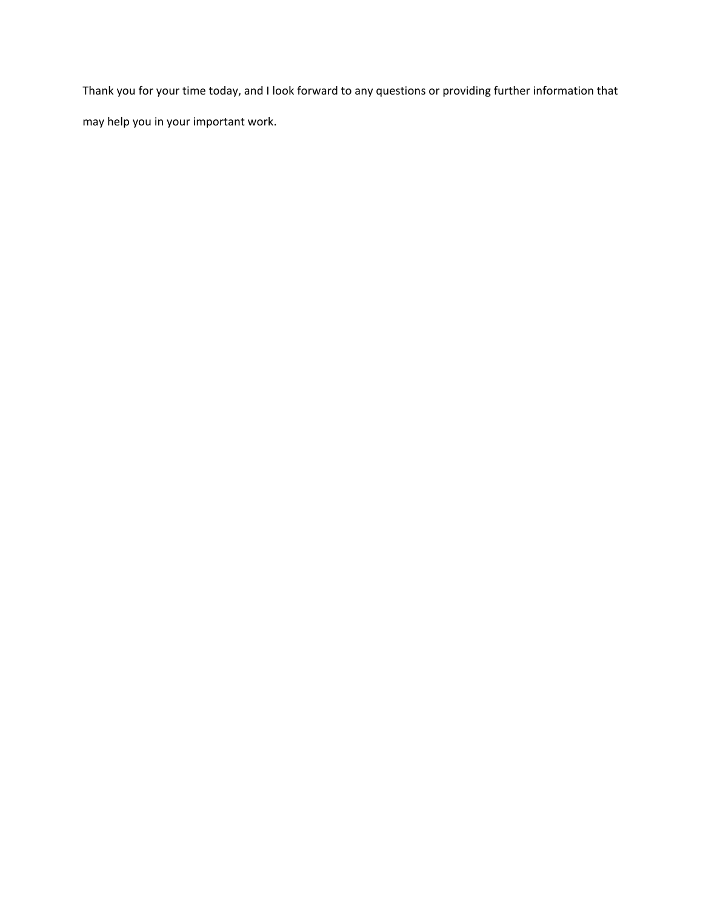Thank you for your time today, and I look forward to any questions or providing further information that may help you in your important work.